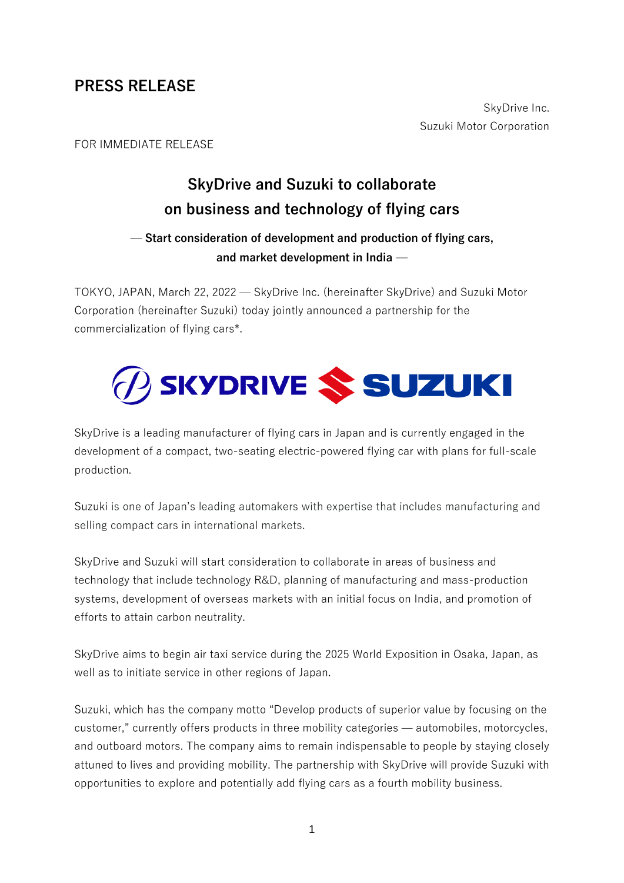# PRESS RELEASE

SkyDrive Inc.
Suzuki Motor Corporation

FOR IMMEDIATE RELEASE

## SkyDrive and Suzuki to collaborate on business and technology of flying cars

**— Start consideration of development and production of flying cars, and market development in India —**

TOKYO, JAPAN, March 22, 2022 — SkyDrive Inc. (hereinafter SkyDrive) and Suzuki Motor Corporation (hereinafter Suzuki) today jointly announced a partnership for the commercialization of flying cars*.

SkyDrive is a leading manufacturer of flying cars in Japan and is currently engaged in the development of a compact, two-seating electric-powered flying car with plans for full-scale production.

Suzuki is one of Japan's leading automakers with expertise that includes manufacturing and selling compact cars in international markets.

SkyDrive and Suzuki will start consideration to collaborate in areas of business and technology that include technology R&D, planning of manufacturing and mass-production systems, development of overseas markets with an initial focus on India, and promotion of efforts to attain carbon neutrality.

SkyDrive aims to begin air taxi service during the 2025 World Exposition in Osaka, Japan, as well as to initiate service in other regions of Japan.

Suzuki, which has the company motto "Develop products of superior value by focusing on the customer," currently offers products in three mobility categories — automobiles, motorcycles, and outboard motors. The company aims to remain indispensable to people by staying closely attuned to lives and providing mobility. The partnership with SkyDrive will provide Suzuki with opportunities to explore and potentially add flying cars as a fourth mobility business.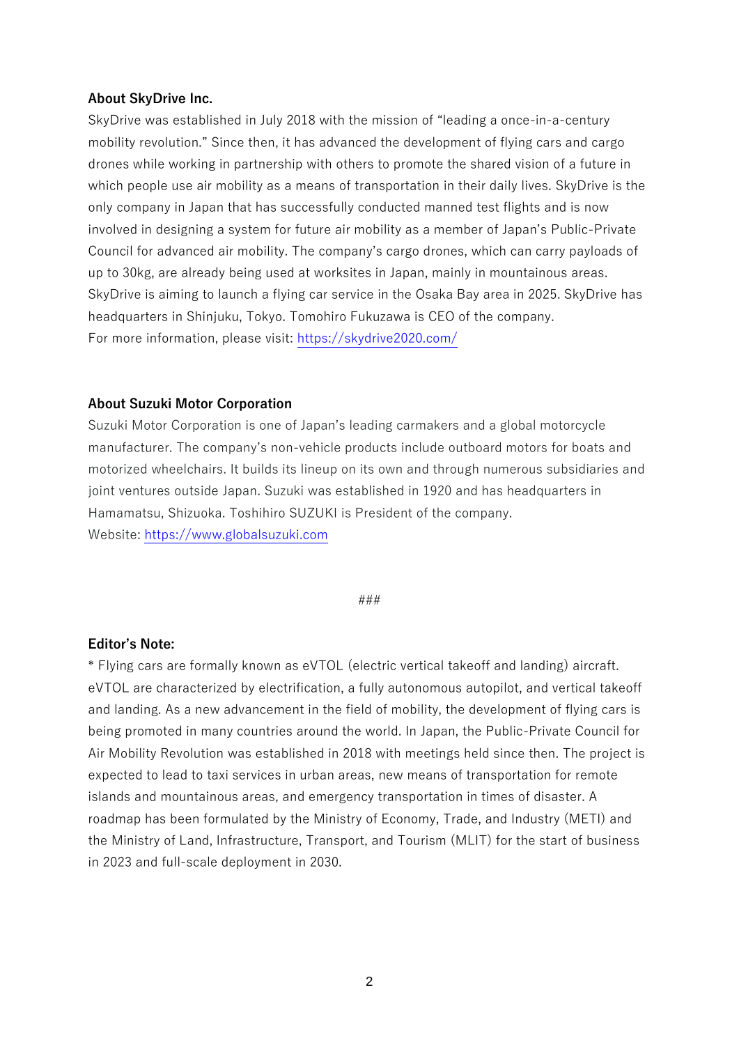### About SkyDrive Inc.

SkyDrive was established in July 2018 with the mission of "leading a once-in-a-century mobility revolution." Since then, it has advanced the development of flying cars and cargo drones while working in partnership with others to promote the shared vision of a future in which people use air mobility as a means of transportation in their daily lives. SkyDrive is the only company in Japan that has successfully conducted manned test flights and is now involved in designing a system for future air mobility as a member of Japan's Public-Private Council for advanced air mobility. The company's cargo drones, which can carry payloads of up to 30kg, are already being used at worksites in Japan, mainly in mountainous areas. SkyDrive is aiming to launch a flying car service in the Osaka Bay area in 2025. SkyDrive has headquarters in Shinjuku, Tokyo. Tomohiro Fukuzawa is CEO of the company.
For more information, please visit: https://skydrive2020.com/

### About Suzuki Motor Corporation

Suzuki Motor Corporation is one of Japan's leading carmakers and a global motorcycle manufacturer. The company's non-vehicle products include outboard motors for boats and motorized wheelchairs. It builds its lineup on its own and through numerous subsidiaries and joint ventures outside Japan. Suzuki was established in 1920 and has headquarters in Hamamatsu, Shizuoka. Toshihiro SUZUKI is President of the company.
Website: https://www.globalsuzuki.com

###

### Editor's Note:

* Flying cars are formally known as eVTOL (electric vertical takeoff and landing) aircraft. eVTOL are characterized by electrification, a fully autonomous autopilot, and vertical takeoff and landing. As a new advancement in the field of mobility, the development of flying cars is being promoted in many countries around the world. In Japan, the Public-Private Council for Air Mobility Revolution was established in 2018 with meetings held since then. The project is expected to lead to taxi services in urban areas, new means of transportation for remote islands and mountainous areas, and emergency transportation in times of disaster. A roadmap has been formulated by the Ministry of Economy, Trade, and Industry (METI) and the Ministry of Land, Infrastructure, Transport, and Tourism (MLIT) for the start of business in 2023 and full-scale deployment in 2030.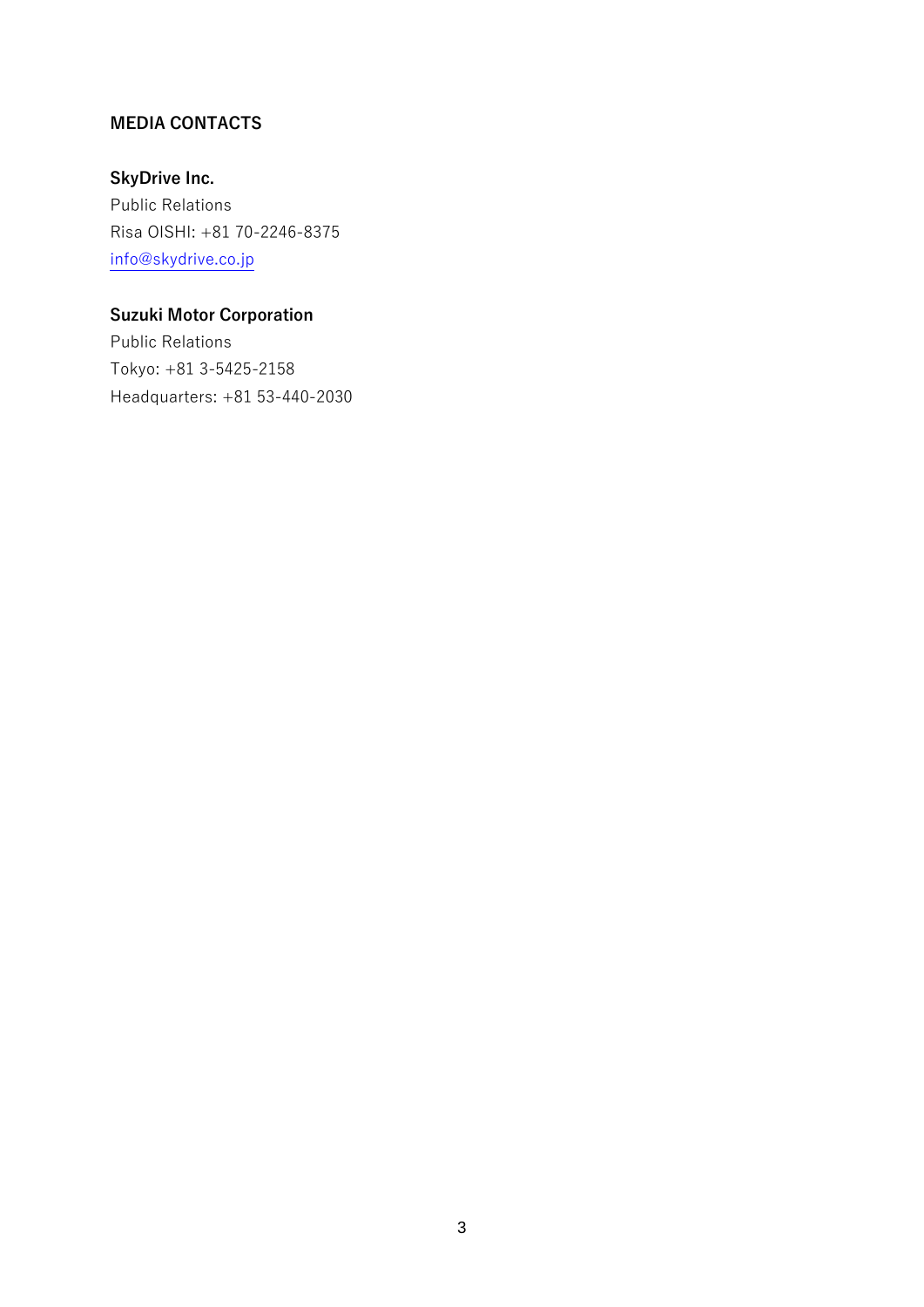## MEDIA CONTACTS

**SkyDrive Inc.**
Public Relations
Risa OISHI: +81 70-2246-8375
info@skydrive.co.jp

**Suzuki Motor Corporation**
Public Relations
Tokyo: +81 3-5425-2158
Headquarters: +81 53-440-2030